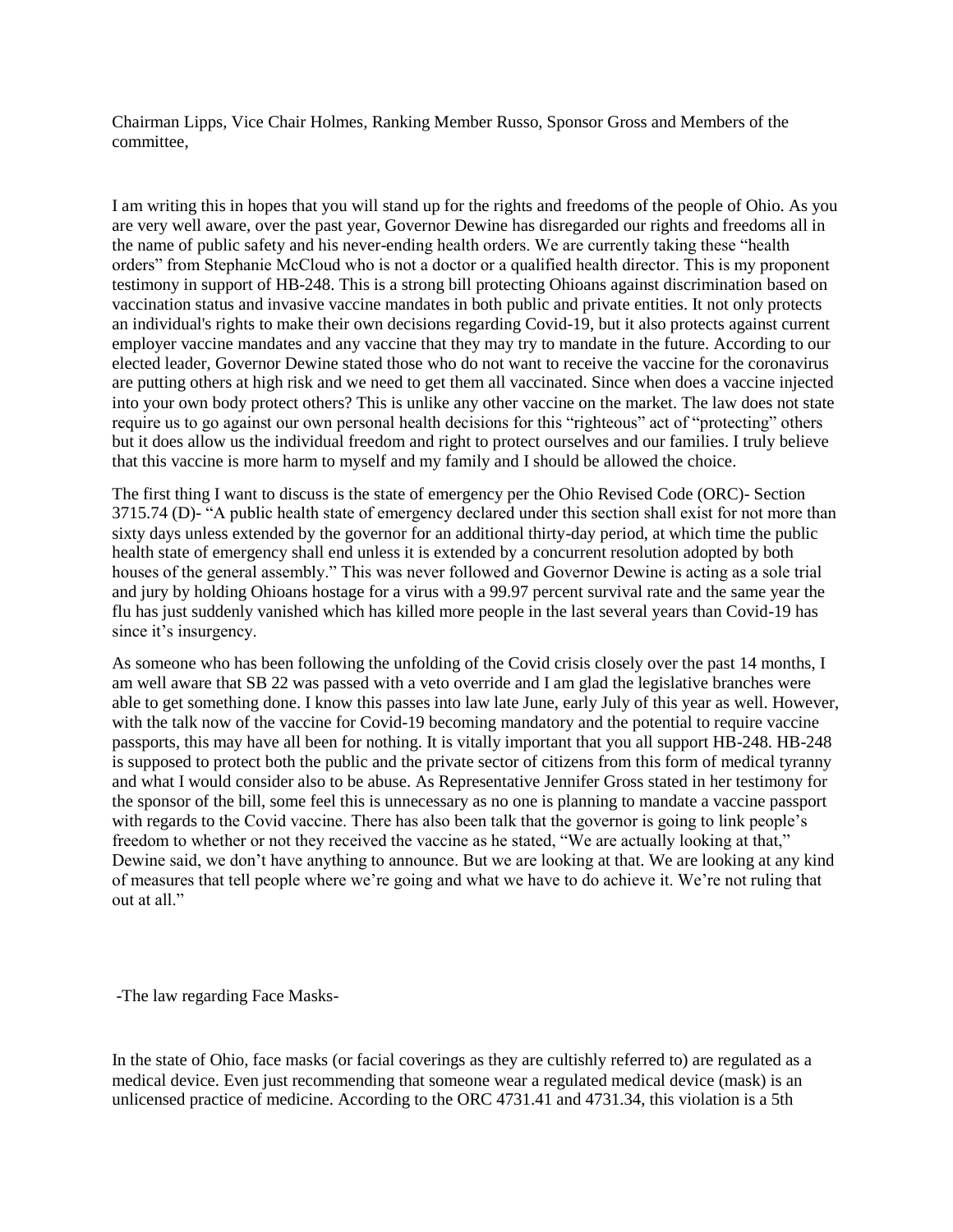Chairman Lipps, Vice Chair Holmes, Ranking Member Russo, Sponsor Gross and Members of the committee,

I am writing this in hopes that you will stand up for the rights and freedoms of the people of Ohio. As you are very well aware, over the past year, Governor Dewine has disregarded our rights and freedoms all in the name of public safety and his never-ending health orders. We are currently taking these "health orders" from Stephanie McCloud who is not a doctor or a qualified health director. This is my proponent testimony in support of HB-248. This is a strong bill protecting Ohioans against discrimination based on vaccination status and invasive vaccine mandates in both public and private entities. It not only protects an individual's rights to make their own decisions regarding Covid-19, but it also protects against current employer vaccine mandates and any vaccine that they may try to mandate in the future. According to our elected leader, Governor Dewine stated those who do not want to receive the vaccine for the coronavirus are putting others at high risk and we need to get them all vaccinated. Since when does a vaccine injected into your own body protect others? This is unlike any other vaccine on the market. The law does not state require us to go against our own personal health decisions for this "righteous" act of "protecting" others but it does allow us the individual freedom and right to protect ourselves and our families. I truly believe that this vaccine is more harm to myself and my family and I should be allowed the choice.

The first thing I want to discuss is the state of emergency per the Ohio Revised Code (ORC)- Section 3715.74 (D)- "A public health state of emergency declared under this section shall exist for not more than sixty days unless extended by the governor for an additional thirty-day period, at which time the public health state of emergency shall end unless it is extended by a concurrent resolution adopted by both houses of the general assembly." This was never followed and Governor Dewine is acting as a sole trial and jury by holding Ohioans hostage for a virus with a 99.97 percent survival rate and the same year the flu has just suddenly vanished which has killed more people in the last several years than Covid-19 has since it's insurgency.

As someone who has been following the unfolding of the Covid crisis closely over the past 14 months, I am well aware that SB 22 was passed with a veto override and I am glad the legislative branches were able to get something done. I know this passes into law late June, early July of this year as well. However, with the talk now of the vaccine for Covid-19 becoming mandatory and the potential to require vaccine passports, this may have all been for nothing. It is vitally important that you all support HB-248. HB-248 is supposed to protect both the public and the private sector of citizens from this form of medical tyranny and what I would consider also to be abuse. As Representative Jennifer Gross stated in her testimony for the sponsor of the bill, some feel this is unnecessary as no one is planning to mandate a vaccine passport with regards to the Covid vaccine. There has also been talk that the governor is going to link people's freedom to whether or not they received the vaccine as he stated, "We are actually looking at that," Dewine said, we don't have anything to announce. But we are looking at that. We are looking at any kind of measures that tell people where we're going and what we have to do achieve it. We're not ruling that out at all."

-The law regarding Face Masks-

In the state of Ohio, face masks (or facial coverings as they are cultishly referred to) are regulated as a medical device. Even just recommending that someone wear a regulated medical device (mask) is an unlicensed practice of medicine. According to the ORC 4731.41 and 4731.34, this violation is a 5th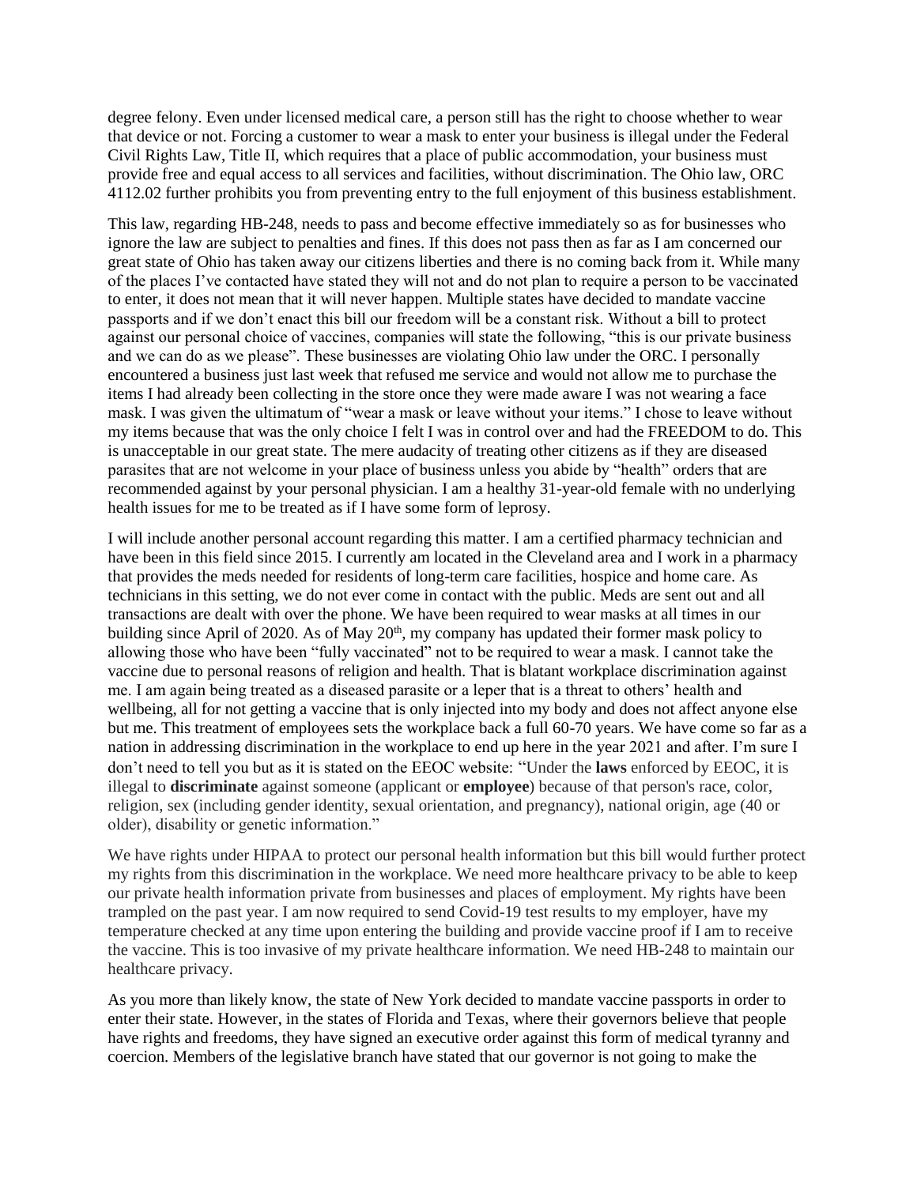degree felony. Even under licensed medical care, a person still has the right to choose whether to wear that device or not. Forcing a customer to wear a mask to enter your business is illegal under the Federal Civil Rights Law, Title II, which requires that a place of public accommodation, your business must provide free and equal access to all services and facilities, without discrimination. The Ohio law, ORC 4112.02 further prohibits you from preventing entry to the full enjoyment of this business establishment.

This law, regarding HB-248, needs to pass and become effective immediately so as for businesses who ignore the law are subject to penalties and fines. If this does not pass then as far as I am concerned our great state of Ohio has taken away our citizens liberties and there is no coming back from it. While many of the places I've contacted have stated they will not and do not plan to require a person to be vaccinated to enter, it does not mean that it will never happen. Multiple states have decided to mandate vaccine passports and if we don't enact this bill our freedom will be a constant risk. Without a bill to protect against our personal choice of vaccines, companies will state the following, "this is our private business and we can do as we please". These businesses are violating Ohio law under the ORC. I personally encountered a business just last week that refused me service and would not allow me to purchase the items I had already been collecting in the store once they were made aware I was not wearing a face mask. I was given the ultimatum of "wear a mask or leave without your items." I chose to leave without my items because that was the only choice I felt I was in control over and had the FREEDOM to do. This is unacceptable in our great state. The mere audacity of treating other citizens as if they are diseased parasites that are not welcome in your place of business unless you abide by "health" orders that are recommended against by your personal physician. I am a healthy 31-year-old female with no underlying health issues for me to be treated as if I have some form of leprosy.

I will include another personal account regarding this matter. I am a certified pharmacy technician and have been in this field since 2015. I currently am located in the Cleveland area and I work in a pharmacy that provides the meds needed for residents of long-term care facilities, hospice and home care. As technicians in this setting, we do not ever come in contact with the public. Meds are sent out and all transactions are dealt with over the phone. We have been required to wear masks at all times in our building since April of 2020. As of May 20th, my company has updated their former mask policy to allowing those who have been "fully vaccinated" not to be required to wear a mask. I cannot take the vaccine due to personal reasons of religion and health. That is blatant workplace discrimination against me. I am again being treated as a diseased parasite or a leper that is a threat to others' health and wellbeing, all for not getting a vaccine that is only injected into my body and does not affect anyone else but me. This treatment of employees sets the workplace back a full 60-70 years. We have come so far as a nation in addressing discrimination in the workplace to end up here in the year 2021 and after. I'm sure I don't need to tell you but as it is stated on the EEOC website: "Under the **laws** enforced by EEOC, it is illegal to **discriminate** against someone (applicant or **employee**) because of that person's race, color, religion, sex (including gender identity, sexual orientation, and pregnancy), national origin, age (40 or older), disability or genetic information."

We have rights under HIPAA to protect our personal health information but this bill would further protect my rights from this discrimination in the workplace. We need more healthcare privacy to be able to keep our private health information private from businesses and places of employment. My rights have been trampled on the past year. I am now required to send Covid-19 test results to my employer, have my temperature checked at any time upon entering the building and provide vaccine proof if I am to receive the vaccine. This is too invasive of my private healthcare information. We need HB-248 to maintain our healthcare privacy.

As you more than likely know, the state of New York decided to mandate vaccine passports in order to enter their state. However, in the states of Florida and Texas, where their governors believe that people have rights and freedoms, they have signed an executive order against this form of medical tyranny and coercion. Members of the legislative branch have stated that our governor is not going to make the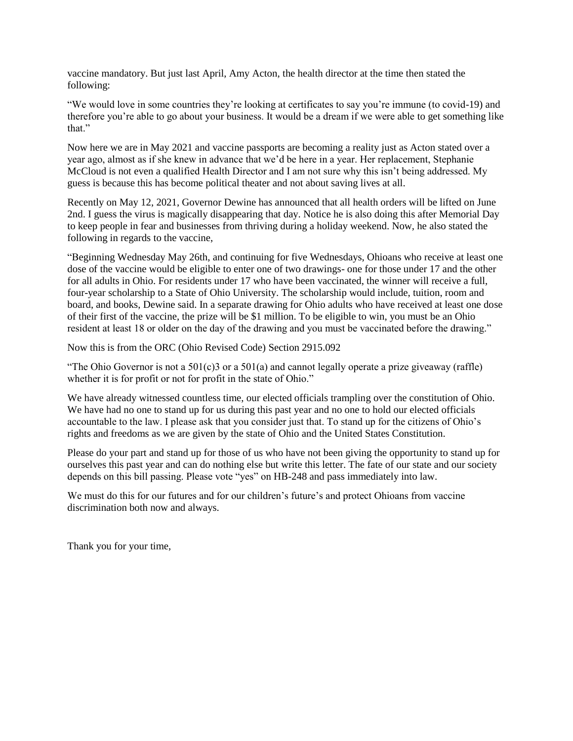vaccine mandatory. But just last April, Amy Acton, the health director at the time then stated the following:

"We would love in some countries they're looking at certificates to say you're immune (to covid-19) and therefore you're able to go about your business. It would be a dream if we were able to get something like that."

Now here we are in May 2021 and vaccine passports are becoming a reality just as Acton stated over a year ago, almost as if she knew in advance that we'd be here in a year. Her replacement, Stephanie McCloud is not even a qualified Health Director and I am not sure why this isn't being addressed. My guess is because this has become political theater and not about saving lives at all.

Recently on May 12, 2021, Governor Dewine has announced that all health orders will be lifted on June 2nd. I guess the virus is magically disappearing that day. Notice he is also doing this after Memorial Day to keep people in fear and businesses from thriving during a holiday weekend. Now, he also stated the following in regards to the vaccine,

"Beginning Wednesday May 26th, and continuing for five Wednesdays, Ohioans who receive at least one dose of the vaccine would be eligible to enter one of two drawings- one for those under 17 and the other for all adults in Ohio. For residents under 17 who have been vaccinated, the winner will receive a full, four-year scholarship to a State of Ohio University. The scholarship would include, tuition, room and board, and books, Dewine said. In a separate drawing for Ohio adults who have received at least one dose of their first of the vaccine, the prize will be $1 million. To be eligible to win, you must be an Ohio resident at least 18 or older on the day of the drawing and you must be vaccinated before the drawing."

Now this is from the ORC (Ohio Revised Code) Section 2915.092

"The Ohio Governor is not a 501(c)3 or a 501(a) and cannot legally operate a prize giveaway (raffle) whether it is for profit or not for profit in the state of Ohio."

We have already witnessed countless time, our elected officials trampling over the constitution of Ohio. We have had no one to stand up for us during this past year and no one to hold our elected officials accountable to the law. I please ask that you consider just that. To stand up for the citizens of Ohio's rights and freedoms as we are given by the state of Ohio and the United States Constitution.

Please do your part and stand up for those of us who have not been giving the opportunity to stand up for ourselves this past year and can do nothing else but write this letter. The fate of our state and our society depends on this bill passing. Please vote "yes" on HB-248 and pass immediately into law.

We must do this for our futures and for our children's future's and protect Ohioans from vaccine discrimination both now and always.

Thank you for your time,